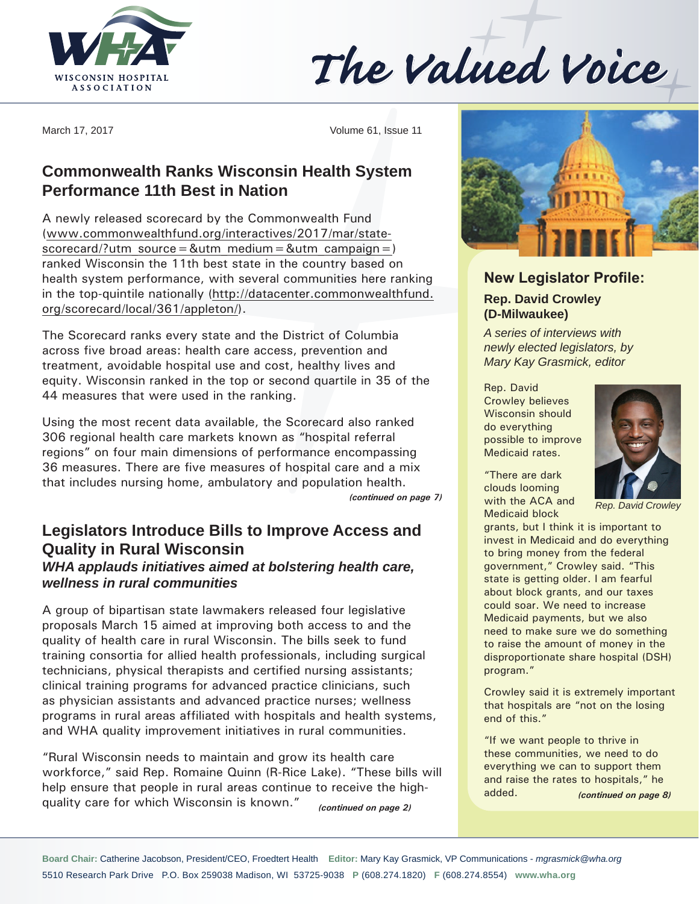# The Valued Voice

March 17, 2017 Volume 61, Issue 11

## Commonwealth Ranks Wisconsin Health System Performance 11th Best in Nation

A newly released scorecard by the Commonwealth Fund (www.commonwealthfund.org/interactives/2017/mar/state-scorecard/?utm_source=&utm_medium=&utm_campaign=) ranked Wisconsin the 11th best state in the country based on health system performance, with several communities here ranking in the top-quintile nationally (http://datacenter.commonwealthfund.org/scorecard/local/361/appleton/).

The Scorecard ranks every state and the District of Columbia across five broad areas: health care access, prevention and treatment, avoidable hospital use and cost, healthy lives and equity. Wisconsin ranked in the top or second quartile in 35 of the 44 measures that were used in the ranking.

Using the most recent data available, the Scorecard also ranked 306 regional health care markets known as "hospital referral regions" on four main dimensions of performance encompassing 36 measures. There are five measures of hospital care and a mix that includes nursing home, ambulatory and population health.

*(continued on page 7)*

## Legislators Introduce Bills to Improve Access and Quality in Rural Wisconsin

### *WHA applauds initiatives aimed at bolstering health care, wellness in rural communities*

A group of bipartisan state lawmakers released four legislative proposals March 15 aimed at improving both access to and the quality of health care in rural Wisconsin. The bills seek to fund training consortia for allied health professionals, including surgical technicians, physical therapists and certified nursing assistants; clinical training programs for advanced practice clinicians, such as physician assistants and advanced practice nurses; wellness programs in rural areas affiliated with hospitals and health systems, and WHA quality improvement initiatives in rural communities.

"Rural Wisconsin needs to maintain and grow its health care workforce," said Rep. Romaine Quinn (R-Rice Lake). "These bills will help ensure that people in rural areas continue to receive the high-quality care for which Wisconsin is known."

*(continued on page 2)*

## New Legislator Profile:

### Rep. David Crowley (D-Milwaukee)

*A series of interviews with newly elected legislators, by Mary Kay Grasmick, editor*

Rep. David Crowley believes Wisconsin should do everything possible to improve Medicaid rates.

*Rep. David Crowley*

"There are dark clouds looming with the ACA and Medicaid block grants, but I think it is important to invest in Medicaid and do everything to bring money from the federal government," Crowley said. "This state is getting older. I am fearful about block grants, and our taxes could soar. We need to increase Medicaid payments, but we also need to make sure we do something to raise the amount of money in the disproportionate share hospital (DSH) program."

Crowley said it is extremely important that hospitals are "not on the losing end of this."

"If we want people to thrive in these communities, we need to do everything we can to support them and raise the rates to hospitals," he added.

*(continued on page 8)*

**Board Chair:** Catherine Jacobson, President/CEO, Froedtert Health **Editor:** Mary Kay Grasmick, VP Communications - *mgrasmick@wha.org*
5510 Research Park Drive P.O. Box 259038 Madison, WI 53725-9038 **P** (608.274.1820) **F** (608.274.8554) **www.wha.org**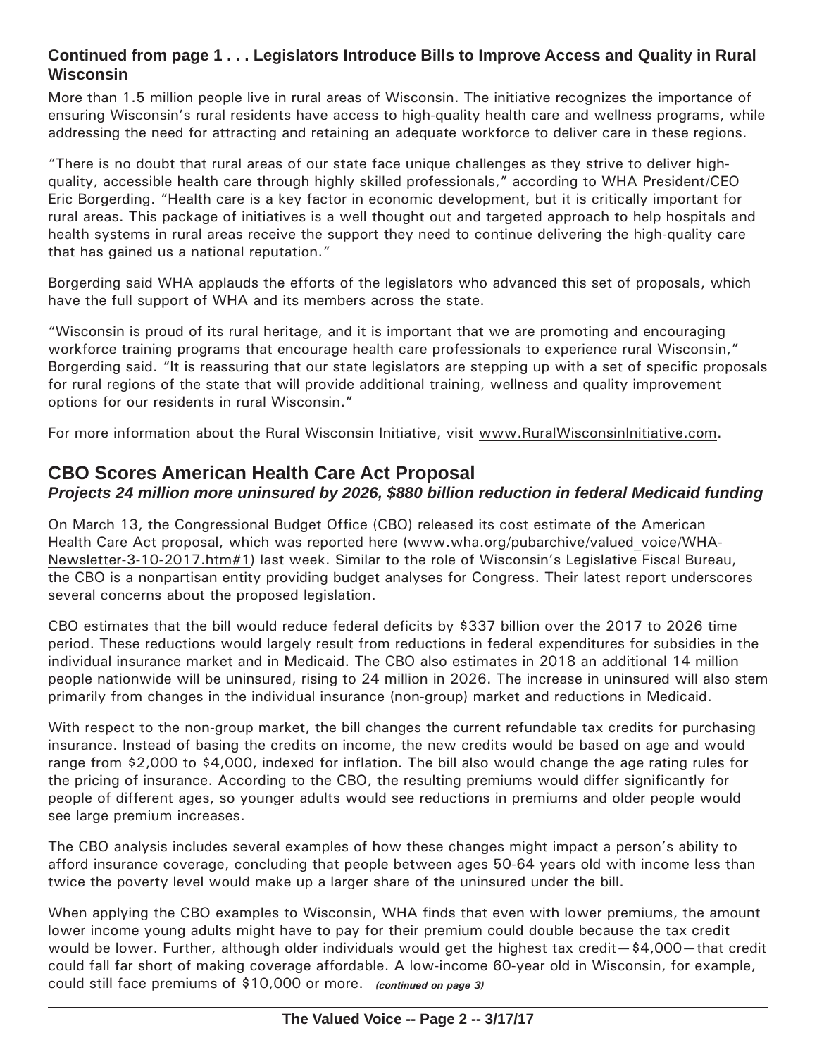## Continued from page 1 . . . Legislators Introduce Bills to Improve Access and Quality in Rural Wisconsin

More than 1.5 million people live in rural areas of Wisconsin. The initiative recognizes the importance of ensuring Wisconsin's rural residents have access to high-quality health care and wellness programs, while addressing the need for attracting and retaining an adequate workforce to deliver care in these regions.

"There is no doubt that rural areas of our state face unique challenges as they strive to deliver high-quality, accessible health care through highly skilled professionals," according to WHA President/CEO Eric Borgerding. "Health care is a key factor in economic development, but it is critically important for rural areas. This package of initiatives is a well thought out and targeted approach to help hospitals and health systems in rural areas receive the support they need to continue delivering the high-quality care that has gained us a national reputation."

Borgerding said WHA applauds the efforts of the legislators who advanced this set of proposals, which have the full support of WHA and its members across the state.

"Wisconsin is proud of its rural heritage, and it is important that we are promoting and encouraging workforce training programs that encourage health care professionals to experience rural Wisconsin," Borgerding said. "It is reassuring that our state legislators are stepping up with a set of specific proposals for rural regions of the state that will provide additional training, wellness and quality improvement options for our residents in rural Wisconsin."

For more information about the Rural Wisconsin Initiative, visit www.RuralWisconsinInitiative.com.

## CBO Scores American Health Care Act Proposal

***Projects 24 million more uninsured by 2026, $880 billion reduction in federal Medicaid funding***

On March 13, the Congressional Budget Office (CBO) released its cost estimate of the American Health Care Act proposal, which was reported here (www.wha.org/pubarchive/valued_voice/WHA-Newsletter-3-10-2017.htm#1) last week. Similar to the role of Wisconsin's Legislative Fiscal Bureau, the CBO is a nonpartisan entity providing budget analyses for Congress. Their latest report underscores several concerns about the proposed legislation.

CBO estimates that the bill would reduce federal deficits by $337 billion over the 2017 to 2026 time period. These reductions would largely result from reductions in federal expenditures for subsidies in the individual insurance market and in Medicaid. The CBO also estimates in 2018 an additional 14 million people nationwide will be uninsured, rising to 24 million in 2026. The increase in uninsured will also stem primarily from changes in the individual insurance (non-group) market and reductions in Medicaid.

With respect to the non-group market, the bill changes the current refundable tax credits for purchasing insurance. Instead of basing the credits on income, the new credits would be based on age and would range from $2,000 to $4,000, indexed for inflation. The bill also would change the age rating rules for the pricing of insurance. According to the CBO, the resulting premiums would differ significantly for people of different ages, so younger adults would see reductions in premiums and older people would see large premium increases.

The CBO analysis includes several examples of how these changes might impact a person's ability to afford insurance coverage, concluding that people between ages 50-64 years old with income less than twice the poverty level would make up a larger share of the uninsured under the bill.

When applying the CBO examples to Wisconsin, WHA finds that even with lower premiums, the amount lower income young adults might have to pay for their premium could double because the tax credit would be lower. Further, although older individuals would get the highest tax credit—$4,000—that credit could fall far short of making coverage affordable. A low-income 60-year old in Wisconsin, for example, could still face premiums of $10,000 or more. ***(continued on page 3)***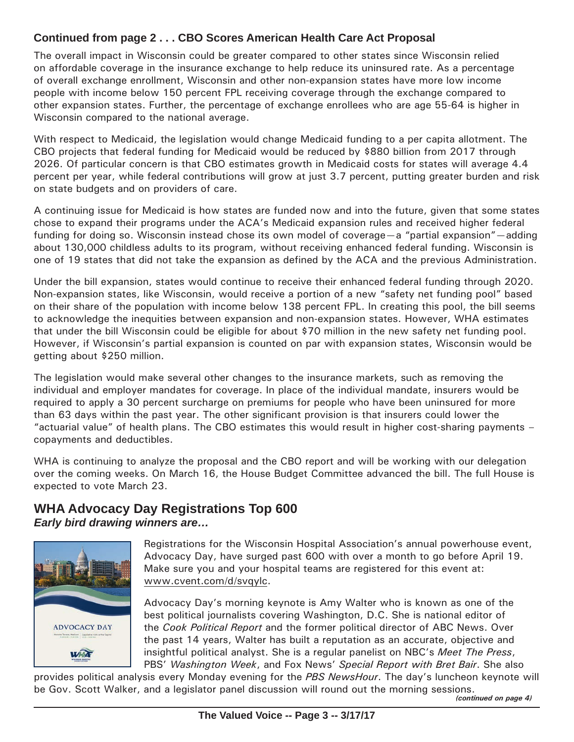## Continued from page 2 . . . CBO Scores American Health Care Act Proposal

The overall impact in Wisconsin could be greater compared to other states since Wisconsin relied on affordable coverage in the insurance exchange to help reduce its uninsured rate. As a percentage of overall exchange enrollment, Wisconsin and other non-expansion states have more low income people with income below 150 percent FPL receiving coverage through the exchange compared to other expansion states. Further, the percentage of exchange enrollees who are age 55-64 is higher in Wisconsin compared to the national average.

With respect to Medicaid, the legislation would change Medicaid funding to a per capita allotment. The CBO projects that federal funding for Medicaid would be reduced by $880 billion from 2017 through 2026. Of particular concern is that CBO estimates growth in Medicaid costs for states will average 4.4 percent per year, while federal contributions will grow at just 3.7 percent, putting greater burden and risk on state budgets and on providers of care.

A continuing issue for Medicaid is how states are funded now and into the future, given that some states chose to expand their programs under the ACA's Medicaid expansion rules and received higher federal funding for doing so. Wisconsin instead chose its own model of coverage—a "partial expansion"—adding about 130,000 childless adults to its program, without receiving enhanced federal funding. Wisconsin is one of 19 states that did not take the expansion as defined by the ACA and the previous Administration.

Under the bill expansion, states would continue to receive their enhanced federal funding through 2020. Non-expansion states, like Wisconsin, would receive a portion of a new "safety net funding pool" based on their share of the population with income below 138 percent FPL. In creating this pool, the bill seems to acknowledge the inequities between expansion and non-expansion states. However, WHA estimates that under the bill Wisconsin could be eligible for about $70 million in the new safety net funding pool. However, if Wisconsin's partial expansion is counted on par with expansion states, Wisconsin would be getting about $250 million.

The legislation would make several other changes to the insurance markets, such as removing the individual and employer mandates for coverage. In place of the individual mandate, insurers would be required to apply a 30 percent surcharge on premiums for people who have been uninsured for more than 63 days within the past year. The other significant provision is that insurers could lower the "actuarial value" of health plans. The CBO estimates this would result in higher cost-sharing payments – copayments and deductibles.

WHA is continuing to analyze the proposal and the CBO report and will be working with our delegation over the coming weeks. On March 16, the House Budget Committee advanced the bill. The full House is expected to vote March 23.

## WHA Advocacy Day Registrations Top 600

***Early bird drawing winners are…***

Registrations for the Wisconsin Hospital Association's annual powerhouse event, Advocacy Day, have surged past 600 with over a month to go before April 19. Make sure you and your hospital teams are registered for this event at: www.cvent.com/d/svqylc.

Advocacy Day's morning keynote is Amy Walter who is known as one of the best political journalists covering Washington, D.C. She is national editor of the *Cook Political Report* and the former political director of ABC News. Over the past 14 years, Walter has built a reputation as an accurate, objective and insightful political analyst. She is a regular panelist on NBC's *Meet The Press*, PBS' *Washington Week*, and Fox News' *Special Report with Bret Bair*. She also provides political analysis every Monday evening for the *PBS NewsHour*. The day's luncheon keynote will be Gov. Scott Walker, and a legislator panel discussion will round out the morning sessions.

*(continued on page 4)*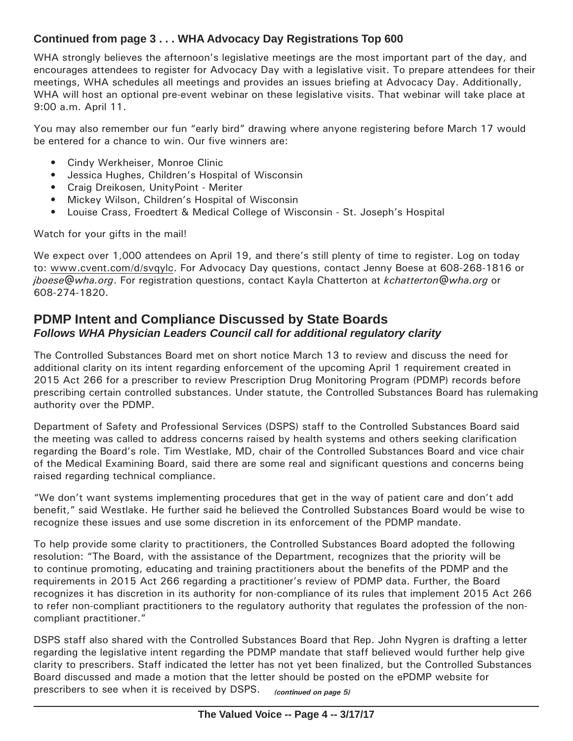**Continued from page 3 . . . WHA Advocacy Day Registrations Top 600**

WHA strongly believes the afternoon's legislative meetings are the most important part of the day, and encourages attendees to register for Advocacy Day with a legislative visit. To prepare attendees for their meetings, WHA schedules all meetings and provides an issues briefing at Advocacy Day. Additionally, WHA will host an optional pre-event webinar on these legislative visits. That webinar will take place at 9:00 a.m. April 11.

You may also remember our fun "early bird" drawing where anyone registering before March 17 would be entered for a chance to win. Our five winners are:

- Cindy Werkheiser, Monroe Clinic
- Jessica Hughes, Children's Hospital of Wisconsin
- Craig Dreikosen, UnityPoint - Meriter
- Mickey Wilson, Children's Hospital of Wisconsin
- Louise Crass, Froedtert & Medical College of Wisconsin - St. Joseph's Hospital

Watch for your gifts in the mail!

We expect over 1,000 attendees on April 19, and there's still plenty of time to register. Log on today to: www.cvent.com/d/svqylc. For Advocacy Day questions, contact Jenny Boese at 608-268-1816 or *jboese@wha.org*. For registration questions, contact Kayla Chatterton at *kchatterton@wha.org* or 608-274-1820.

## PDMP Intent and Compliance Discussed by State Boards

***Follows WHA Physician Leaders Council call for additional regulatory clarity***

The Controlled Substances Board met on short notice March 13 to review and discuss the need for additional clarity on its intent regarding enforcement of the upcoming April 1 requirement created in 2015 Act 266 for a prescriber to review Prescription Drug Monitoring Program (PDMP) records before prescribing certain controlled substances. Under statute, the Controlled Substances Board has rulemaking authority over the PDMP.

Department of Safety and Professional Services (DSPS) staff to the Controlled Substances Board said the meeting was called to address concerns raised by health systems and others seeking clarification regarding the Board's role. Tim Westlake, MD, chair of the Controlled Substances Board and vice chair of the Medical Examining Board, said there are some real and significant questions and concerns being raised regarding technical compliance.

"We don't want systems implementing procedures that get in the way of patient care and don't add benefit," said Westlake. He further said he believed the Controlled Substances Board would be wise to recognize these issues and use some discretion in its enforcement of the PDMP mandate.

To help provide some clarity to practitioners, the Controlled Substances Board adopted the following resolution: "The Board, with the assistance of the Department, recognizes that the priority will be to continue promoting, educating and training practitioners about the benefits of the PDMP and the requirements in 2015 Act 266 regarding a practitioner's review of PDMP data. Further, the Board recognizes it has discretion in its authority for non-compliance of its rules that implement 2015 Act 266 to refer non-compliant practitioners to the regulatory authority that regulates the profession of the non-compliant practitioner."

DSPS staff also shared with the Controlled Substances Board that Rep. John Nygren is drafting a letter regarding the legislative intent regarding the PDMP mandate that staff believed would further help give clarity to prescribers. Staff indicated the letter has not yet been finalized, but the Controlled Substances Board discussed and made a motion that the letter should be posted on the ePDMP website for prescribers to see when it is received by DSPS. ***(continued on page 5)***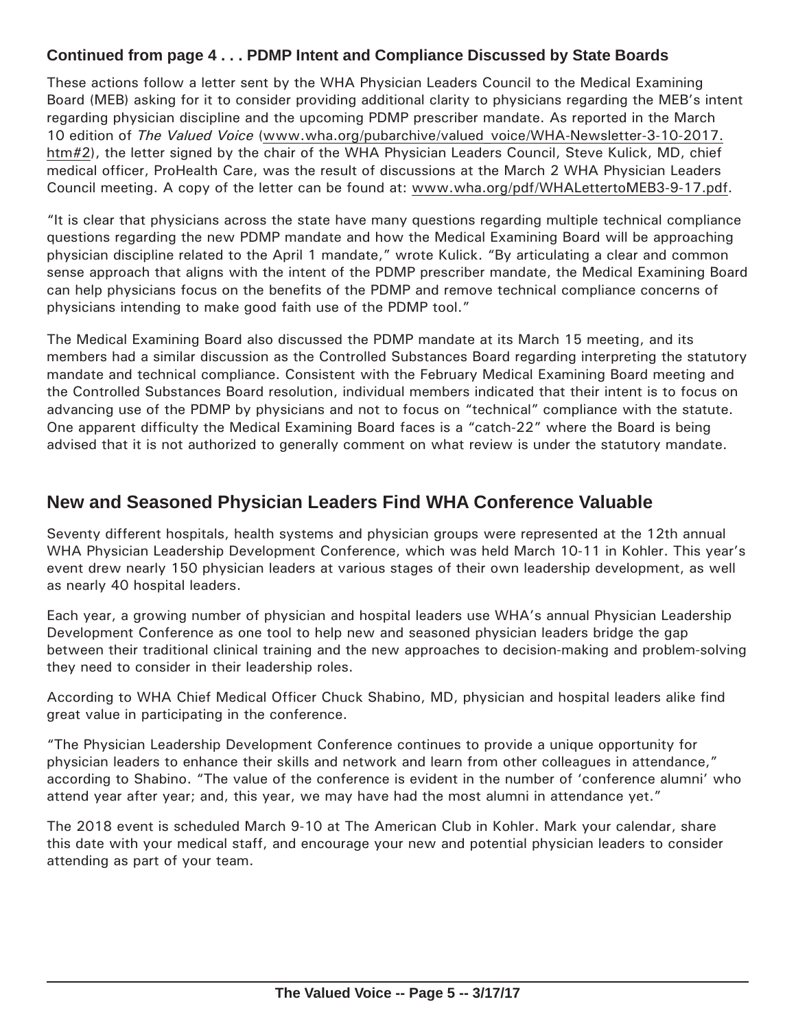### Continued from page 4 . . . PDMP Intent and Compliance Discussed by State Boards

These actions follow a letter sent by the WHA Physician Leaders Council to the Medical Examining Board (MEB) asking for it to consider providing additional clarity to physicians regarding the MEB's intent regarding physician discipline and the upcoming PDMP prescriber mandate. As reported in the March 10 edition of *The Valued Voice* (www.wha.org/pubarchive/valued voice/WHA-Newsletter-3-10-2017.htm#2), the letter signed by the chair of the WHA Physician Leaders Council, Steve Kulick, MD, chief medical officer, ProHealth Care, was the result of discussions at the March 2 WHA Physician Leaders Council meeting. A copy of the letter can be found at: www.wha.org/pdf/WHALettertoMEB3-9-17.pdf.

"It is clear that physicians across the state have many questions regarding multiple technical compliance questions regarding the new PDMP mandate and how the Medical Examining Board will be approaching physician discipline related to the April 1 mandate," wrote Kulick. "By articulating a clear and common sense approach that aligns with the intent of the PDMP prescriber mandate, the Medical Examining Board can help physicians focus on the benefits of the PDMP and remove technical compliance concerns of physicians intending to make good faith use of the PDMP tool."

The Medical Examining Board also discussed the PDMP mandate at its March 15 meeting, and its members had a similar discussion as the Controlled Substances Board regarding interpreting the statutory mandate and technical compliance. Consistent with the February Medical Examining Board meeting and the Controlled Substances Board resolution, individual members indicated that their intent is to focus on advancing use of the PDMP by physicians and not to focus on "technical" compliance with the statute. One apparent difficulty the Medical Examining Board faces is a "catch-22" where the Board is being advised that it is not authorized to generally comment on what review is under the statutory mandate.

## New and Seasoned Physician Leaders Find WHA Conference Valuable

Seventy different hospitals, health systems and physician groups were represented at the 12th annual WHA Physician Leadership Development Conference, which was held March 10-11 in Kohler. This year's event drew nearly 150 physician leaders at various stages of their own leadership development, as well as nearly 40 hospital leaders.

Each year, a growing number of physician and hospital leaders use WHA's annual Physician Leadership Development Conference as one tool to help new and seasoned physician leaders bridge the gap between their traditional clinical training and the new approaches to decision-making and problem-solving they need to consider in their leadership roles.

According to WHA Chief Medical Officer Chuck Shabino, MD, physician and hospital leaders alike find great value in participating in the conference.

"The Physician Leadership Development Conference continues to provide a unique opportunity for physician leaders to enhance their skills and network and learn from other colleagues in attendance," according to Shabino. "The value of the conference is evident in the number of 'conference alumni' who attend year after year; and, this year, we may have had the most alumni in attendance yet."

The 2018 event is scheduled March 9-10 at The American Club in Kohler. Mark your calendar, share this date with your medical staff, and encourage your new and potential physician leaders to consider attending as part of your team.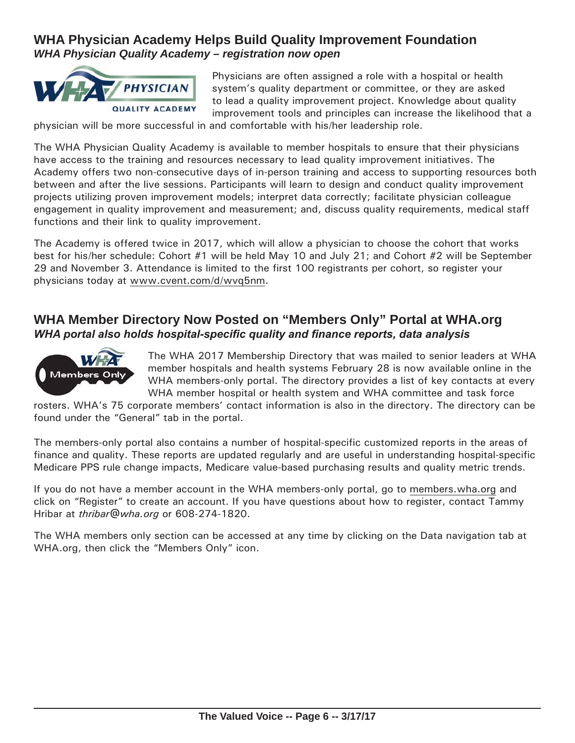## WHA Physician Academy Helps Build Quality Improvement Foundation

***WHA Physician Quality Academy – registration now open***

Physicians are often assigned a role with a hospital or health system's quality department or committee, or they are asked to lead a quality improvement project. Knowledge about quality improvement tools and principles can increase the likelihood that a physician will be more successful in and comfortable with his/her leadership role.

The WHA Physician Quality Academy is available to member hospitals to ensure that their physicians have access to the training and resources necessary to lead quality improvement initiatives. The Academy offers two non-consecutive days of in-person training and access to supporting resources both between and after the live sessions. Participants will learn to design and conduct quality improvement projects utilizing proven improvement models; interpret data correctly; facilitate physician colleague engagement in quality improvement and measurement; and, discuss quality requirements, medical staff functions and their link to quality improvement.

The Academy is offered twice in 2017, which will allow a physician to choose the cohort that works best for his/her schedule: Cohort #1 will be held May 10 and July 21; and Cohort #2 will be September 29 and November 3. Attendance is limited to the first 100 registrants per cohort, so register your physicians today at www.cvent.com/d/wvq5nm.

## WHA Member Directory Now Posted on "Members Only" Portal at WHA.org

***WHA portal also holds hospital-specific quality and finance reports, data analysis***

The WHA 2017 Membership Directory that was mailed to senior leaders at WHA member hospitals and health systems February 28 is now available online in the WHA members-only portal. The directory provides a list of key contacts at every WHA member hospital or health system and WHA committee and task force rosters. WHA's 75 corporate members' contact information is also in the directory. The directory can be found under the "General" tab in the portal.

The members-only portal also contains a number of hospital-specific customized reports in the areas of finance and quality. These reports are updated regularly and are useful in understanding hospital-specific Medicare PPS rule change impacts, Medicare value-based purchasing results and quality metric trends.

If you do not have a member account in the WHA members-only portal, go to members.wha.org and click on "Register" to create an account. If you have questions about how to register, contact Tammy Hribar at *thribar@wha.org* or 608-274-1820.

The WHA members only section can be accessed at any time by clicking on the Data navigation tab at WHA.org, then click the "Members Only" icon.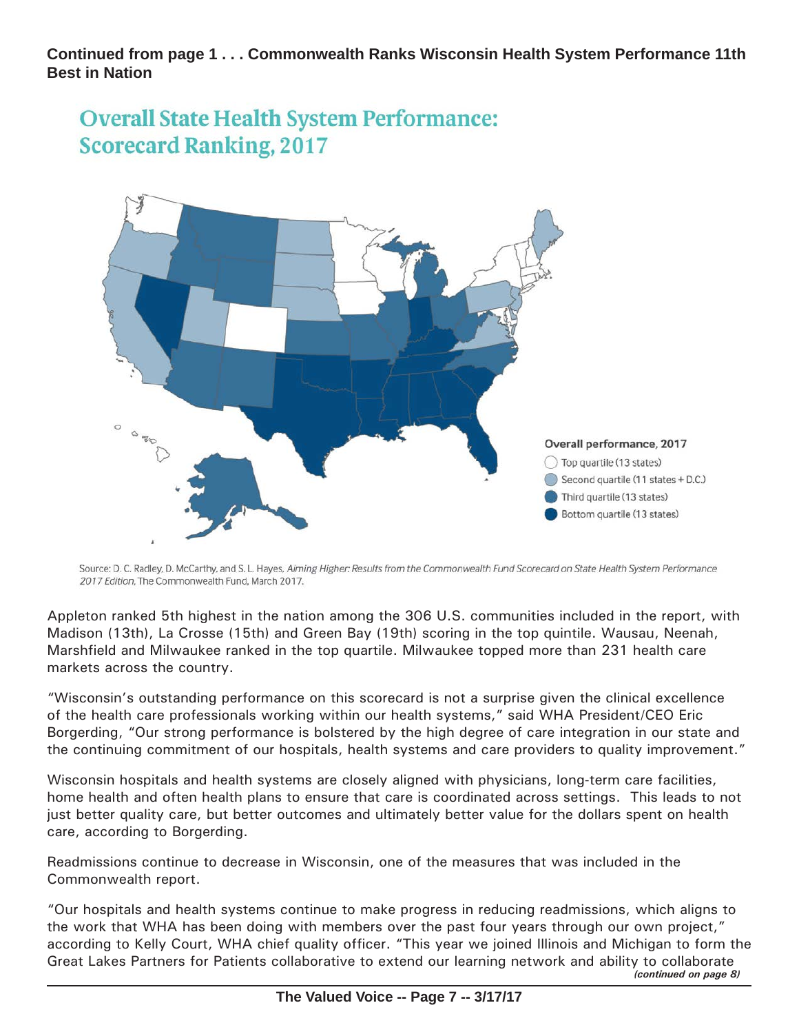**Continued from page 1 . . . Commonwealth Ranks Wisconsin Health System Performance 11th Best in Nation**

## Overall State Health System Performance: Scorecard Ranking, 2017

Overall performance, 2017

- Top quartile (13 states)
- Second quartile (11 states + D.C.)
- Third quartile (13 states)
- Bottom quartile (13 states)

Source: D. C. Radley, D. McCarthy, and S. L. Hayes, *Aiming Higher: Results from the Commonwealth Fund Scorecard on State Health System Performance 2017 Edition*, The Commonwealth Fund, March 2017.

Appleton ranked 5th highest in the nation among the 306 U.S. communities included in the report, with Madison (13th), La Crosse (15th) and Green Bay (19th) scoring in the top quintile. Wausau, Neenah, Marshfield and Milwaukee ranked in the top quartile. Milwaukee topped more than 231 health care markets across the country.

"Wisconsin's outstanding performance on this scorecard is not a surprise given the clinical excellence of the health care professionals working within our health systems," said WHA President/CEO Eric Borgerding, "Our strong performance is bolstered by the high degree of care integration in our state and the continuing commitment of our hospitals, health systems and care providers to quality improvement."

Wisconsin hospitals and health systems are closely aligned with physicians, long-term care facilities, home health and often health plans to ensure that care is coordinated across settings. This leads to not just better quality care, but better outcomes and ultimately better value for the dollars spent on health care, according to Borgerding.

Readmissions continue to decrease in Wisconsin, one of the measures that was included in the Commonwealth report.

"Our hospitals and health systems continue to make progress in reducing readmissions, which aligns to the work that WHA has been doing with members over the past four years through our own project," according to Kelly Court, WHA chief quality officer. "This year we joined Illinois and Michigan to form the Great Lakes Partners for Patients collaborative to extend our learning network and ability to collaborate

***(continued on page 8)***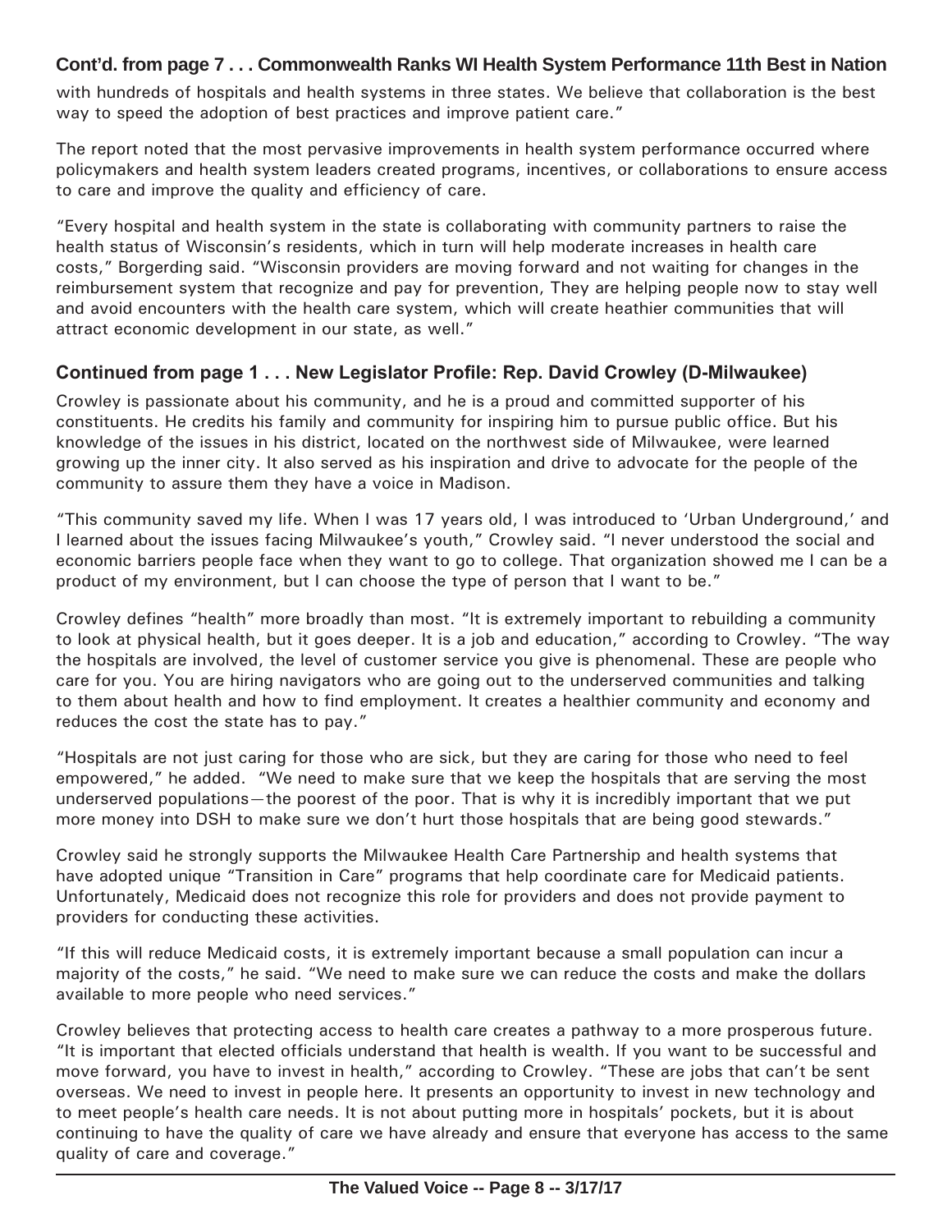## Cont'd. from page 7 . . . Commonwealth Ranks WI Health System Performance 11th Best in Nation

with hundreds of hospitals and health systems in three states. We believe that collaboration is the best way to speed the adoption of best practices and improve patient care."

The report noted that the most pervasive improvements in health system performance occurred where policymakers and health system leaders created programs, incentives, or collaborations to ensure access to care and improve the quality and efficiency of care.

"Every hospital and health system in the state is collaborating with community partners to raise the health status of Wisconsin's residents, which in turn will help moderate increases in health care costs," Borgerding said. "Wisconsin providers are moving forward and not waiting for changes in the reimbursement system that recognize and pay for prevention, They are helping people now to stay well and avoid encounters with the health care system, which will create heathier communities that will attract economic development in our state, as well."

## Continued from page 1 . . . New Legislator Profile: Rep. David Crowley (D-Milwaukee)

Crowley is passionate about his community, and he is a proud and committed supporter of his constituents. He credits his family and community for inspiring him to pursue public office. But his knowledge of the issues in his district, located on the northwest side of Milwaukee, were learned growing up the inner city. It also served as his inspiration and drive to advocate for the people of the community to assure them they have a voice in Madison.

"This community saved my life. When I was 17 years old, I was introduced to 'Urban Underground,' and I learned about the issues facing Milwaukee's youth," Crowley said. "I never understood the social and economic barriers people face when they want to go to college. That organization showed me I can be a product of my environment, but I can choose the type of person that I want to be."

Crowley defines "health" more broadly than most. "It is extremely important to rebuilding a community to look at physical health, but it goes deeper. It is a job and education," according to Crowley. "The way the hospitals are involved, the level of customer service you give is phenomenal. These are people who care for you. You are hiring navigators who are going out to the underserved communities and talking to them about health and how to find employment. It creates a healthier community and economy and reduces the cost the state has to pay."

"Hospitals are not just caring for those who are sick, but they are caring for those who need to feel empowered," he added. "We need to make sure that we keep the hospitals that are serving the most underserved populations—the poorest of the poor. That is why it is incredibly important that we put more money into DSH to make sure we don't hurt those hospitals that are being good stewards."

Crowley said he strongly supports the Milwaukee Health Care Partnership and health systems that have adopted unique "Transition in Care" programs that help coordinate care for Medicaid patients. Unfortunately, Medicaid does not recognize this role for providers and does not provide payment to providers for conducting these activities.

"If this will reduce Medicaid costs, it is extremely important because a small population can incur a majority of the costs," he said. "We need to make sure we can reduce the costs and make the dollars available to more people who need services."

Crowley believes that protecting access to health care creates a pathway to a more prosperous future. "It is important that elected officials understand that health is wealth. If you want to be successful and move forward, you have to invest in health," according to Crowley. "These are jobs that can't be sent overseas. We need to invest in people here. It presents an opportunity to invest in new technology and to meet people's health care needs. It is not about putting more in hospitals' pockets, but it is about continuing to have the quality of care we have already and ensure that everyone has access to the same quality of care and coverage."